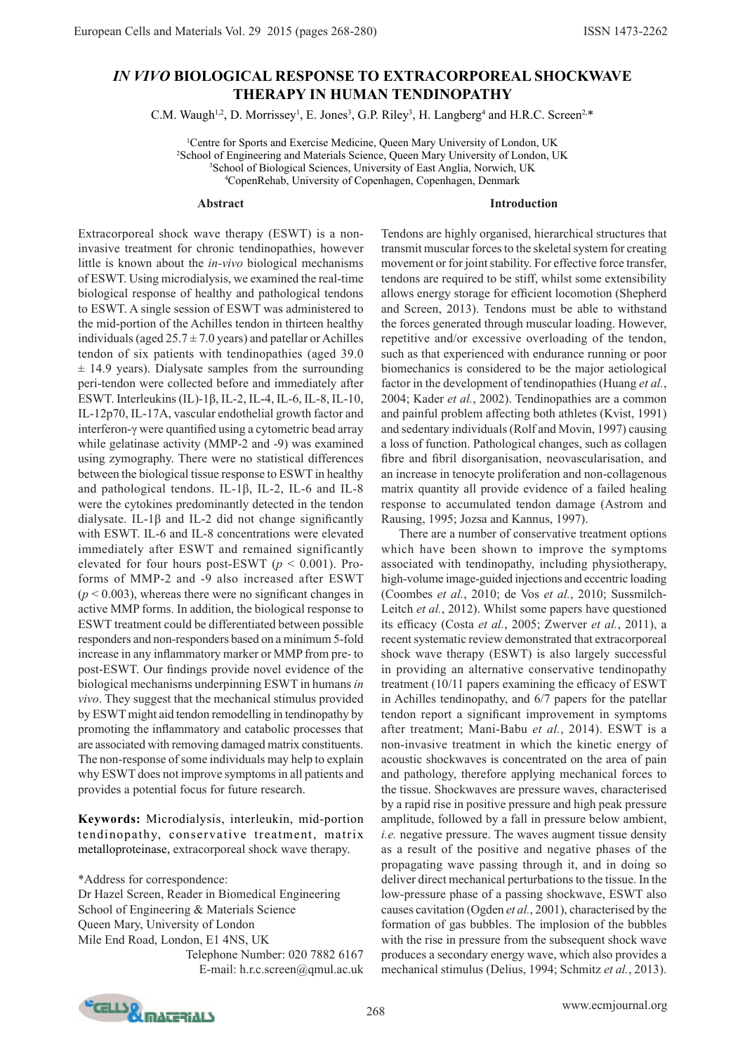# *IN VIVO* BIOLOGICAL RESPONSE TO EXTRACORPOREAL SHOCKWAVE THERAPY IN HUMAN TENDINOPATHY

C.M. Waugh[1,2], D. Morrissey[1], E. Jones[3], G.P. Riley[3], H. Langberg[4] and H.R.C. Screen[2,]*

[1]Centre for Sports and Exercise Medicine, Queen Mary University of London, UK
[2]School of Engineering and Materials Science, Queen Mary University of London, UK
[3]School of Biological Sciences, University of East Anglia, Norwich, UK
[4]CopenRehab, University of Copenhagen, Copenhagen, Denmark

## Abstract

Extracorporeal shock wave therapy (ESWT) is a non-invasive treatment for chronic tendinopathies, however little is known about the *in-vivo* biological mechanisms of ESWT. Using microdialysis, we examined the real-time biological response of healthy and pathological tendons to ESWT. A single session of ESWT was administered to the mid-portion of the Achilles tendon in thirteen healthy individuals (aged 25.7 ± 7.0 years) and patellar or Achilles tendon of six patients with tendinopathies (aged 39.0 ± 14.9 years). Dialysate samples from the surrounding peri-tendon were collected before and immediately after ESWT. Interleukins (IL)-1β, IL-2, IL-4, IL-6, IL-8, IL-10, IL-12p70, IL-17A, vascular endothelial growth factor and interferon-γ were quantified using a cytometric bead array while gelatinase activity (MMP-2 and -9) was examined using zymography. There were no statistical differences between the biological tissue response to ESWT in healthy and pathological tendons. IL-1β, IL-2, IL-6 and IL-8 were the cytokines predominantly detected in the tendon dialysate. IL-1β and IL-2 did not change significantly with ESWT. IL-6 and IL-8 concentrations were elevated immediately after ESWT and remained significantly elevated for four hours post-ESWT ($p < 0.001$). Pro-forms of MMP-2 and -9 also increased after ESWT ($p < 0.003$), whereas there were no significant changes in active MMP forms. In addition, the biological response to ESWT treatment could be differentiated between possible responders and non-responders based on a minimum 5-fold increase in any inflammatory marker or MMP from pre- to post-ESWT. Our findings provide novel evidence of the biological mechanisms underpinning ESWT in humans *in vivo*. They suggest that the mechanical stimulus provided by ESWT might aid tendon remodelling in tendinopathy by promoting the inflammatory and catabolic processes that are associated with removing damaged matrix constituents. The non-response of some individuals may help to explain why ESWT does not improve symptoms in all patients and provides a potential focus for future research.

**Keywords:** Microdialysis, interleukin, mid-portion tendinopathy, conservative treatment, matrix metalloproteinase, extracorporeal shock wave therapy.

*Address for correspondence:
Dr Hazel Screen, Reader in Biomedical Engineering
School of Engineering & Materials Science
Queen Mary, University of London
Mile End Road, London, E1 4NS, UK
Telephone Number: 020 7882 6167
E-mail: h.r.c.screen@qmul.ac.uk

## Introduction

Tendons are highly organised, hierarchical structures that transmit muscular forces to the skeletal system for creating movement or for joint stability. For effective force transfer, tendons are required to be stiff, whilst some extensibility allows energy storage for efficient locomotion (Shepherd and Screen, 2013). Tendons must be able to withstand the forces generated through muscular loading. However, repetitive and/or excessive overloading of the tendon, such as that experienced with endurance running or poor biomechanics is considered to be the major aetiological factor in the development of tendinopathies (Huang *et al.*, 2004; Kader *et al.*, 2002). Tendinopathies are a common and painful problem affecting both athletes (Kvist, 1991) and sedentary individuals (Rolf and Movin, 1997) causing a loss of function. Pathological changes, such as collagen fibre and fibril disorganisation, neovascularisation, and an increase in tenocyte proliferation and non-collagenous matrix quantity all provide evidence of a failed healing response to accumulated tendon damage (Astrom and Rausing, 1995; Jozsa and Kannus, 1997).

There are a number of conservative treatment options which have been shown to improve the symptoms associated with tendinopathy, including physiotherapy, high-volume image-guided injections and eccentric loading (Coombes *et al.*, 2010; de Vos *et al.*, 2010; Sussmilch-Leitch *et al.*, 2012). Whilst some papers have questioned its efficacy (Costa *et al.*, 2005; Zwerver *et al.*, 2011), a recent systematic review demonstrated that extracorporeal shock wave therapy (ESWT) is also largely successful in providing an alternative conservative tendinopathy treatment (10/11 papers examining the efficacy of ESWT in Achilles tendinopathy, and 6/7 papers for the patellar tendon report a significant improvement in symptoms after treatment; Mani-Babu *et al.*, 2014). ESWT is a non-invasive treatment in which the kinetic energy of acoustic shockwaves is concentrated on the area of pain and pathology, therefore applying mechanical forces to the tissue. Shockwaves are pressure waves, characterised by a rapid rise in positive pressure and high peak pressure amplitude, followed by a fall in pressure below ambient, *i.e.* negative pressure. The waves augment tissue density as a result of the positive and negative phases of the propagating wave passing through it, and in doing so deliver direct mechanical perturbations to the tissue. In the low-pressure phase of a passing shockwave, ESWT also causes cavitation (Ogden *et al.*, 2001), characterised by the formation of gas bubbles. The implosion of the bubbles with the rise in pressure from the subsequent shock wave produces a secondary energy wave, which also provides a mechanical stimulus (Delius, 1994; Schmitz *et al.*, 2013).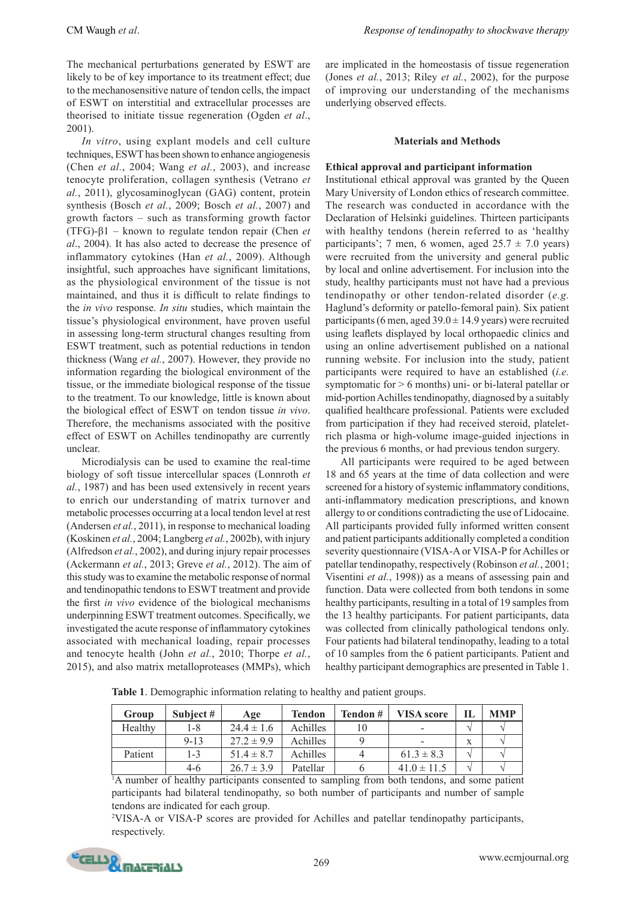The mechanical perturbations generated by ESWT are likely to be of key importance to its treatment effect; due to the mechanosensitive nature of tendon cells, the impact of ESWT on interstitial and extracellular processes are theorised to initiate tissue regeneration (Ogden *et al*., 2001).

*In vitro*, using explant models and cell culture techniques, ESWT has been shown to enhance angiogenesis (Chen *et al.*, 2004; Wang *et al.*, 2003), and increase tenocyte proliferation, collagen synthesis (Vetrano *et al.*, 2011), glycosaminoglycan (GAG) content, protein synthesis (Bosch *et al.*, 2009; Bosch *et al.*, 2007) and growth factors – such as transforming growth factor (TFG)-β1 – known to regulate tendon repair (Chen *et al*., 2004). It has also acted to decrease the presence of inflammatory cytokines (Han *et al.*, 2009). Although insightful, such approaches have significant limitations, as the physiological environment of the tissue is not maintained, and thus it is difficult to relate findings to the *in vivo* response. *In situ* studies, which maintain the tissue's physiological environment, have proven useful in assessing long-term structural changes resulting from ESWT treatment, such as potential reductions in tendon thickness (Wang *et al.*, 2007). However, they provide no information regarding the biological environment of the tissue, or the immediate biological response of the tissue to the treatment. To our knowledge, little is known about the biological effect of ESWT on tendon tissue *in vivo*. Therefore, the mechanisms associated with the positive effect of ESWT on Achilles tendinopathy are currently unclear.

Microdialysis can be used to examine the real-time biology of soft tissue intercellular spaces (Lonnroth *et al.*, 1987) and has been used extensively in recent years to enrich our understanding of matrix turnover and metabolic processes occurring at a local tendon level at rest (Andersen *et al.*, 2011), in response to mechanical loading (Koskinen *et al.*, 2004; Langberg *et al.*, 2002b), with injury (Alfredson *et al.*, 2002), and during injury repair processes (Ackermann *et al.*, 2013; Greve *et al.*, 2012). The aim of this study was to examine the metabolic response of normal and tendinopathic tendons to ESWT treatment and provide the first *in vivo* evidence of the biological mechanisms underpinning ESWT treatment outcomes. Specifically, we investigated the acute response of inflammatory cytokines associated with mechanical loading, repair processes and tenocyte health (John *et al.*, 2010; Thorpe *et al.*, 2015), and also matrix metalloproteases (MMPs), which are implicated in the homeostasis of tissue regeneration (Jones *et al.*, 2013; Riley *et al.*, 2002), for the purpose of improving our understanding of the mechanisms underlying observed effects.

## Materials and Methods

### Ethical approval and participant information

Institutional ethical approval was granted by the Queen Mary University of London ethics of research committee. The research was conducted in accordance with the Declaration of Helsinki guidelines. Thirteen participants with healthy tendons (herein referred to as 'healthy participants'; 7 men, 6 women, aged 25.7 ± 7.0 years) were recruited from the university and general public by local and online advertisement. For inclusion into the study, healthy participants must not have had a previous tendinopathy or other tendon-related disorder (*e.g.* Haglund's deformity or patello-femoral pain). Six patient participants (6 men, aged 39.0 ± 14.9 years) were recruited using leaflets displayed by local orthopaedic clinics and using an online advertisement published on a national running website. For inclusion into the study, patient participants were required to have an established (*i.e.* symptomatic for > 6 months) uni- or bi-lateral patellar or mid-portion Achilles tendinopathy, diagnosed by a suitably qualified healthcare professional. Patients were excluded from participation if they had received steroid, platelet-rich plasma or high-volume image-guided injections in the previous 6 months, or had previous tendon surgery.

All participants were required to be aged between 18 and 65 years at the time of data collection and were screened for a history of systemic inflammatory conditions, anti-inflammatory medication prescriptions, and known allergy to or conditions contradicting the use of Lidocaine. All participants provided fully informed written consent and patient participants additionally completed a condition severity questionnaire (VISA-A or VISA-P for Achilles or patellar tendinopathy, respectively (Robinson *et al.*, 2001; Visentini *et al.*, 1998)) as a means of assessing pain and function. Data were collected from both tendons in some healthy participants, resulting in a total of 19 samples from the 13 healthy participants. For patient participants, data was collected from clinically pathological tendons only. Four patients had bilateral tendinopathy, leading to a total of 10 samples from the 6 patient participants. Patient and healthy participant demographics are presented in Table 1.

**Table 1**. Demographic information relating to healthy and patient groups.

| Group | Subject # | Age | Tendon | Tendon # | VISA score | IL | MMP |
|---|---|---|---|---|---|---|---|
| Healthy | 1-8 | 24.4 ± 1.6 | Achilles | 10 | - | √ | √ |
| | 9-13 | 27.2 ± 9.9 | Achilles | 9 | - | x | √ |
| Patient | 1-3 | 51.4 ± 8.7 | Achilles | 4 | 61.3 ± 8.3 | √ | √ |
| | 4-6 | 26.7 ± 3.9 | Patellar | 6 | 41.0 ± 11.5 | √ | √ |

[1]A number of healthy participants consented to sampling from both tendons, and some patient participants had bilateral tendinopathy, so both number of participants and number of sample tendons are indicated for each group.

[2]VISA-A or VISA-P scores are provided for Achilles and patellar tendinopathy participants, respectively.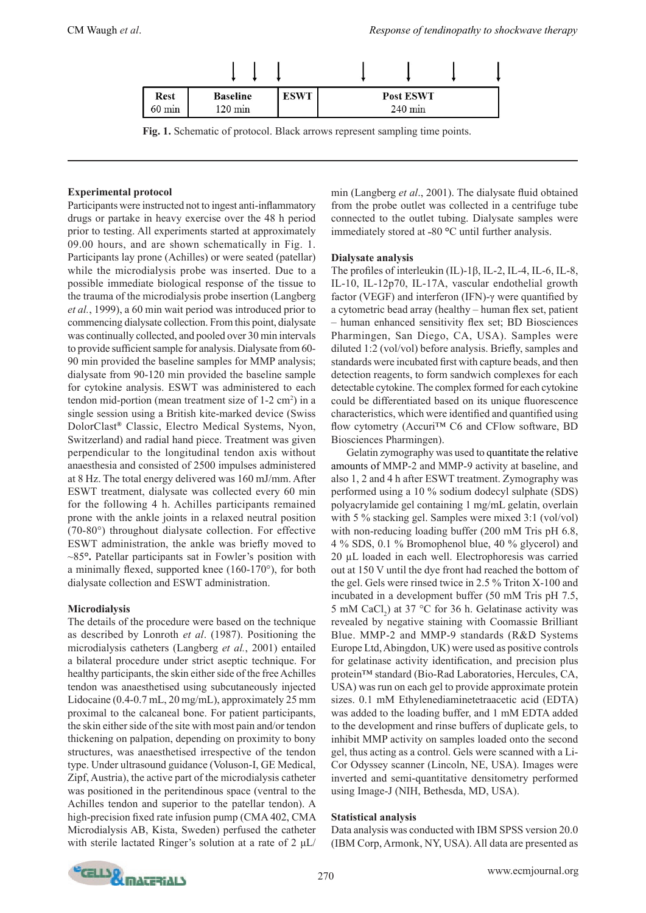| Rest | Baseline | ESWT | Post ESWT |
| --- | --- | --- | --- |
| 60 min | 120 min | | 240 min |

**Fig. 1.** Schematic of protocol. Black arrows represent sampling time points.

## Experimental protocol

Participants were instructed not to ingest anti-inflammatory drugs or partake in heavy exercise over the 48 h period prior to testing. All experiments started at approximately 09.00 hours, and are shown schematically in Fig. 1. Participants lay prone (Achilles) or were seated (patellar) while the microdialysis probe was inserted. Due to a possible immediate biological response of the tissue to the trauma of the microdialysis probe insertion (Langberg *et al.*, 1999), a 60 min wait period was introduced prior to commencing dialysate collection. From this point, dialysate was continually collected, and pooled over 30 min intervals to provide sufficient sample for analysis. Dialysate from 60-90 min provided the baseline samples for MMP analysis; dialysate from 90-120 min provided the baseline sample for cytokine analysis. ESWT was administered to each tendon mid-portion (mean treatment size of 1-2 cm$^2$) in a single session using a British kite-marked device (Swiss DolorClast® Classic, Electro Medical Systems, Nyon, Switzerland) and radial hand piece. Treatment was given perpendicular to the longitudinal tendon axis without anaesthesia and consisted of 2500 impulses administered at 8 Hz. The total energy delivered was 160 mJ/mm. After ESWT treatment, dialysate was collected every 60 min for the following 4 h. Achilles participants remained prone with the ankle joints in a relaxed neutral position (70-80°) throughout dialysate collection. For effective ESWT administration, the ankle was briefly moved to ~85°. Patellar participants sat in Fowler's position with a minimally flexed, supported knee (160-170°), for both dialysate collection and ESWT administration.

## Microdialysis

The details of the procedure were based on the technique as described by Lonroth *et al*. (1987). Positioning the microdialysis catheters (Langberg *et al.*, 2001) entailed a bilateral procedure under strict aseptic technique. For healthy participants, the skin either side of the free Achilles tendon was anaesthetised using subcutaneously injected Lidocaine (0.4-0.7 mL, 20 mg/mL), approximately 25 mm proximal to the calcaneal bone. For patient participants, the skin either side of the site with most pain and/or tendon thickening on palpation, depending on proximity to bony structures, was anaesthetised irrespective of the tendon type. Under ultrasound guidance (Voluson-I, GE Medical, Zipf, Austria), the active part of the microdialysis catheter was positioned in the peritendinous space (ventral to the Achilles tendon and superior to the patellar tendon). A high-precision fixed rate infusion pump (CMA 402, CMA Microdialysis AB, Kista, Sweden) perfused the catheter with sterile lactated Ringer's solution at a rate of 2 μL/min (Langberg *et al*., 2001). The dialysate fluid obtained from the probe outlet was collected in a centrifuge tube connected to the outlet tubing. Dialysate samples were immediately stored at -80 °C until further analysis.

## Dialysate analysis

The profiles of interleukin (IL)-1β, IL-2, IL-4, IL-6, IL-8, IL-10, IL-12p70, IL-17A, vascular endothelial growth factor (VEGF) and interferon (IFN)-γ were quantified by a cytometric bead array (healthy – human flex set, patient – human enhanced sensitivity flex set; BD Biosciences Pharmingen, San Diego, CA, USA). Samples were diluted 1:2 (vol/vol) before analysis. Briefly, samples and standards were incubated first with capture beads, and then detection reagents, to form sandwich complexes for each detectable cytokine. The complex formed for each cytokine could be differentiated based on its unique fluorescence characteristics, which were identified and quantified using flow cytometry (Accuri™ C6 and CFlow software, BD Biosciences Pharmingen).

Gelatin zymography was used to quantitate the relative amounts of MMP-2 and MMP-9 activity at baseline, and also 1, 2 and 4 h after ESWT treatment. Zymography was performed using a 10 % sodium dodecyl sulphate (SDS) polyacrylamide gel containing 1 mg/mL gelatin, overlain with 5 % stacking gel. Samples were mixed 3:1 (vol/vol) with non-reducing loading buffer (200 mM Tris pH 6.8, 4 % SDS, 0.1 % Bromophenol blue, 40 % glycerol) and 20 μL loaded in each well. Electrophoresis was carried out at 150 V until the dye front had reached the bottom of the gel. Gels were rinsed twice in 2.5 % Triton X-100 and incubated in a development buffer (50 mM Tris pH 7.5, 5 mM $CaCl_2$) at 37 °C for 36 h. Gelatinase activity was revealed by negative staining with Coomassie Brilliant Blue. MMP-2 and MMP-9 standards (R&D Systems Europe Ltd, Abingdon, UK) were used as positive controls for gelatinase activity identification, and precision plus protein™ standard (Bio-Rad Laboratories, Hercules, CA, USA) was run on each gel to provide approximate protein sizes. 0.1 mM Ethylenediaminetetraacetic acid (EDTA) was added to the loading buffer, and 1 mM EDTA added to the development and rinse buffers of duplicate gels, to inhibit MMP activity on samples loaded onto the second gel, thus acting as a control. Gels were scanned with a Li-Cor Odyssey scanner (Lincoln, NE, USA). Images were inverted and semi-quantitative densitometry performed using Image-J (NIH, Bethesda, MD, USA).

## Statistical analysis

Data analysis was conducted with IBM SPSS version 20.0 (IBM Corp, Armonk, NY, USA). All data are presented as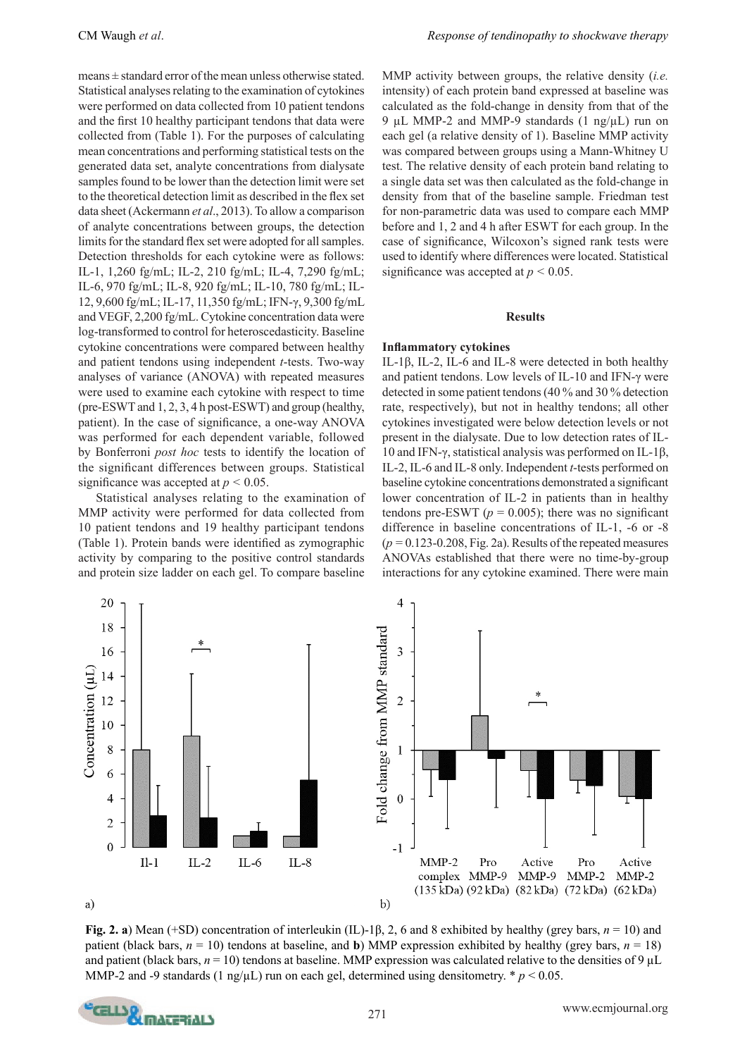means ± standard error of the mean unless otherwise stated. Statistical analyses relating to the examination of cytokines were performed on data collected from 10 patient tendons and the first 10 healthy participant tendons that data were collected from (Table 1). For the purposes of calculating mean concentrations and performing statistical tests on the generated data set, analyte concentrations from dialysate samples found to be lower than the detection limit were set to the theoretical detection limit as described in the flex set data sheet (Ackermann *et al*., 2013). To allow a comparison of analyte concentrations between groups, the detection limits for the standard flex set were adopted for all samples. Detection thresholds for each cytokine were as follows: IL-1, 1,260 fg/mL; IL-2, 210 fg/mL; IL-4, 7,290 fg/mL; IL-6, 970 fg/mL; IL-8, 920 fg/mL; IL-10, 780 fg/mL; IL-12, 9,600 fg/mL; IL-17, 11,350 fg/mL; IFN-γ, 9,300 fg/mL and VEGF, 2,200 fg/mL. Cytokine concentration data were log-transformed to control for heteroscedasticity. Baseline cytokine concentrations were compared between healthy and patient tendons using independent *t*-tests. Two-way analyses of variance (ANOVA) with repeated measures were used to examine each cytokine with respect to time (pre-ESWT and 1, 2, 3, 4 h post-ESWT) and group (healthy, patient). In the case of significance, a one-way ANOVA was performed for each dependent variable, followed by Bonferroni *post hoc* tests to identify the location of the significant differences between groups. Statistical significance was accepted at $p < 0.05$.

Statistical analyses relating to the examination of MMP activity were performed for data collected from 10 patient tendons and 19 healthy participant tendons (Table 1). Protein bands were identified as zymographic activity by comparing to the positive control standards and protein size ladder on each gel. To compare baseline MMP activity between groups, the relative density (*i.e.* intensity) of each protein band expressed at baseline was calculated as the fold-change in density from that of the 9 µL MMP-2 and MMP-9 standards (1 ng/µL) run on each gel (a relative density of 1). Baseline MMP activity was compared between groups using a Mann-Whitney U test. The relative density of each protein band relating to a single data set was then calculated as the fold-change in density from that of the baseline sample. Friedman test for non-parametric data was used to compare each MMP before and 1, 2 and 4 h after ESWT for each group. In the case of significance, Wilcoxon's signed rank tests were used to identify where differences were located. Statistical significance was accepted at $p < 0.05$.

## Results

### Inflammatory cytokines

IL-1β, IL-2, IL-6 and IL-8 were detected in both healthy and patient tendons. Low levels of IL-10 and IFN-γ were detected in some patient tendons (40 % and 30 % detection rate, respectively), but not in healthy tendons; all other cytokines investigated were below detection levels or not present in the dialysate. Due to low detection rates of IL-10 and IFN-γ, statistical analysis was performed on IL-1β, IL-2, IL-6 and IL-8 only. Independent *t*-tests performed on baseline cytokine concentrations demonstrated a significant lower concentration of IL-2 in patients than in healthy tendons pre-ESWT ($p = 0.005$); there was no significant difference in baseline concentrations of IL-1, -6 or -8 ($p = 0.123$-$0.208$, Fig. 2a). Results of the repeated measures ANOVAs established that there were no time-by-group interactions for any cytokine examined. There were main

**Fig. 2. a**) Mean (+SD) concentration of interleukin (IL)-1β, 2, 6 and 8 exhibited by healthy (grey bars, $n = 10$) and patient (black bars, $n = 10$) tendons at baseline, and **b**) MMP expression exhibited by healthy (grey bars, $n = 18$) and patient (black bars, $n = 10$) tendons at baseline. MMP expression was calculated relative to the densities of 9 µL MMP-2 and -9 standards (1 ng/µL) run on each gel, determined using densitometry. * $p < 0.05$.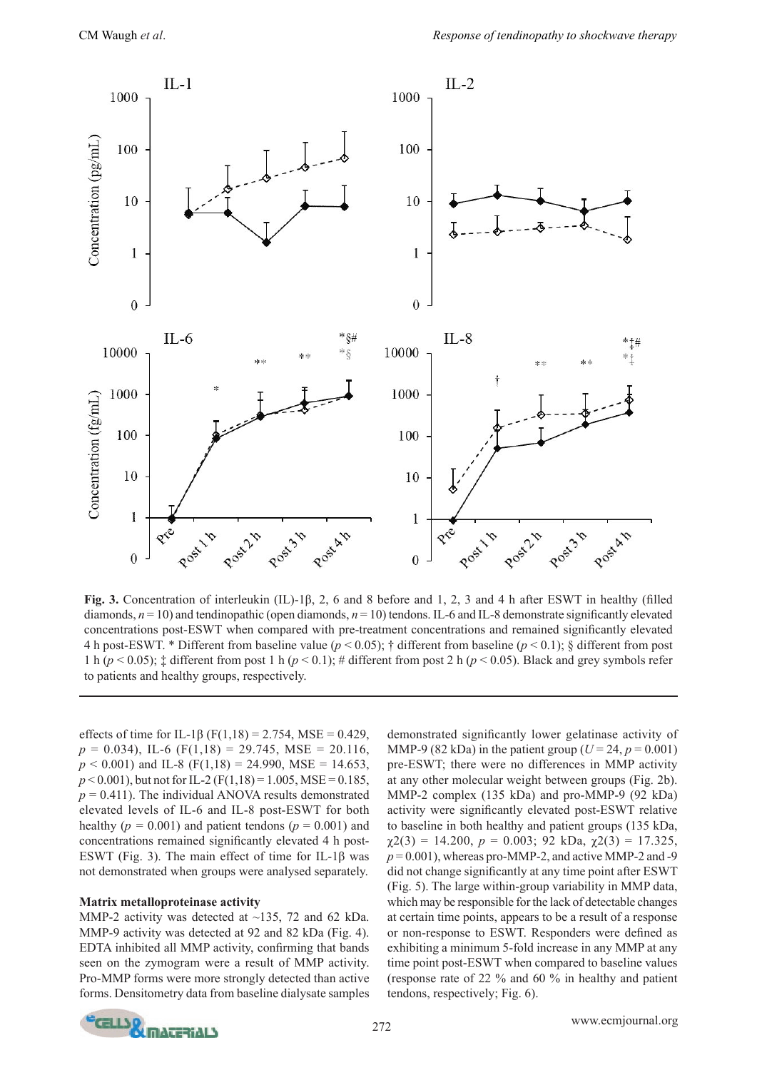**Fig. 3.** Concentration of interleukin (IL)-1β, 2, 6 and 8 before and 1, 2, 3 and 4 h after ESWT in healthy (filled diamonds, $n = 10$) and tendinopathic (open diamonds, $n = 10$) tendons. IL-6 and IL-8 demonstrate significantly elevated concentrations post-ESWT when compared with pre-treatment concentrations and remained significantly elevated 4 h post-ESWT. * Different from baseline value ($p < 0.05$); † different from baseline ($p < 0.1$); § different from post 1 h ($p < 0.05$); ‡ different from post 1 h ($p < 0.1$); # different from post 2 h ($p < 0.05$). Black and grey symbols refer to patients and healthy groups, respectively.

effects of time for IL-1β ($F(1,18) = 2.754$, MSE = 0.429, $p = 0.034$), IL-6 ($F(1,18) = 29.745$, MSE = 20.116, $p < 0.001$) and IL-8 ($F(1,18) = 24.990$, MSE = 14.653, $p < 0.001$), but not for IL-2 ($F(1,18) = 1.005$, MSE = 0.185, $p = 0.411$). The individual ANOVA results demonstrated elevated levels of IL-6 and IL-8 post-ESWT for both healthy ($p = 0.001$) and patient tendons ($p = 0.001$) and concentrations remained significantly elevated 4 h post-ESWT (Fig. 3). The main effect of time for IL-1β was not demonstrated when groups were analysed separately.

### Matrix metalloproteinase activity

MMP-2 activity was detected at ~135, 72 and 62 kDa. MMP-9 activity was detected at 92 and 82 kDa (Fig. 4). EDTA inhibited all MMP activity, confirming that bands seen on the zymogram were a result of MMP activity. Pro-MMP forms were more strongly detected than active forms. Densitometry data from baseline dialysate samples demonstrated significantly lower gelatinase activity of MMP-9 (82 kDa) in the patient group ($U = 24$, $p = 0.001$) pre-ESWT; there were no differences in MMP activity at any other molecular weight between groups (Fig. 2b). MMP-2 complex (135 kDa) and pro-MMP-9 (92 kDa) activity were significantly elevated post-ESWT relative to baseline in both healthy and patient groups (135 kDa, $\chi^2(3) = 14.200$, $p = 0.003$; 92 kDa, $\chi^2(3) = 17.325$, $p = 0.001$), whereas pro-MMP-2, and active MMP-2 and -9 did not change significantly at any time point after ESWT (Fig. 5). The large within-group variability in MMP data, which may be responsible for the lack of detectable changes at certain time points, appears to be a result of a response or non-response to ESWT. Responders were defined as exhibiting a minimum 5-fold increase in any MMP at any time point post-ESWT when compared to baseline values (response rate of 22 % and 60 % in healthy and patient tendons, respectively; Fig. 6).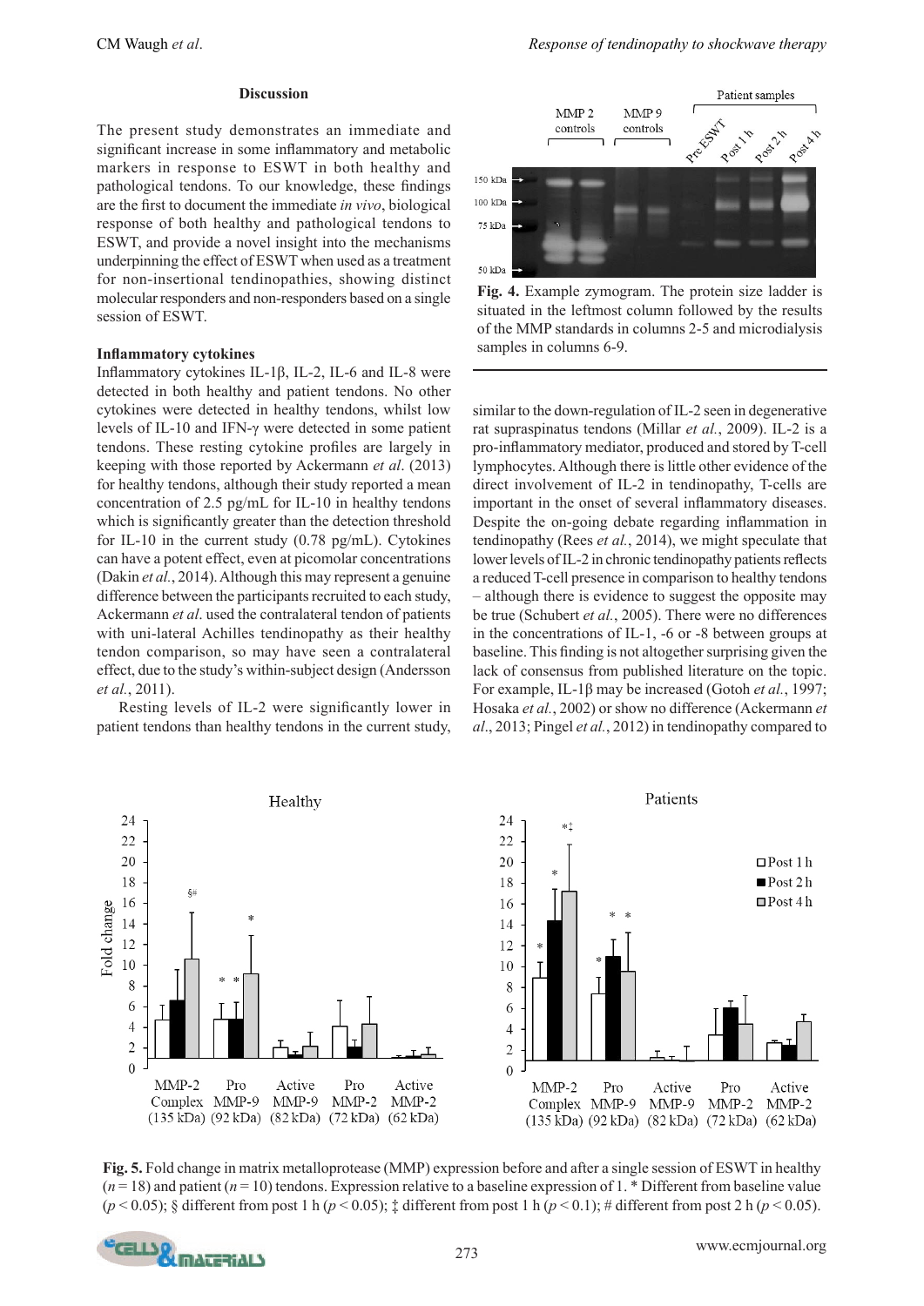## Discussion

The present study demonstrates an immediate and significant increase in some inflammatory and metabolic markers in response to ESWT in both healthy and pathological tendons. To our knowledge, these findings are the first to document the immediate *in vivo*, biological response of both healthy and pathological tendons to ESWT, and provide a novel insight into the mechanisms underpinning the effect of ESWT when used as a treatment for non-insertional tendinopathies, showing distinct molecular responders and non-responders based on a single session of ESWT.

### Inflammatory cytokines

Inflammatory cytokines IL-1β, IL-2, IL-6 and IL-8 were detected in both healthy and patient tendons. No other cytokines were detected in healthy tendons, whilst low levels of IL-10 and IFN-γ were detected in some patient tendons. These resting cytokine profiles are largely in keeping with those reported by Ackermann *et al*. (2013) for healthy tendons, although their study reported a mean concentration of 2.5 pg/mL for IL-10 in healthy tendons which is significantly greater than the detection threshold for IL-10 in the current study (0.78 pg/mL). Cytokines can have a potent effect, even at picomolar concentrations (Dakin *et al.*, 2014). Although this may represent a genuine difference between the participants recruited to each study, Ackermann *et al*. used the contralateral tendon of patients with uni-lateral Achilles tendinopathy as their healthy tendon comparison, so may have seen a contralateral effect, due to the study's within-subject design (Andersson *et al.*, 2011).

Resting levels of IL-2 were significantly lower in patient tendons than healthy tendons in the current study, similar to the down-regulation of IL-2 seen in degenerative rat supraspinatus tendons (Millar *et al.*, 2009). IL-2 is a pro-inflammatory mediator, produced and stored by T-cell lymphocytes. Although there is little other evidence of the direct involvement of IL-2 in tendinopathy, T-cells are important in the onset of several inflammatory diseases. Despite the on-going debate regarding inflammation in tendinopathy (Rees *et al.*, 2014), we might speculate that lower levels of IL-2 in chronic tendinopathy patients reflects a reduced T-cell presence in comparison to healthy tendons – although there is evidence to suggest the opposite may be true (Schubert *et al.*, 2005). There were no differences in the concentrations of IL-1, -6 or -8 between groups at baseline. This finding is not altogether surprising given the lack of consensus from published literature on the topic. For example, IL-1β may be increased (Gotoh *et al.*, 1997; Hosaka *et al.*, 2002) or show no difference (Ackermann *et al*., 2013; Pingel *et al.*, 2012) in tendinopathy compared to

**Fig. 4.** Example zymogram. The protein size ladder is situated in the leftmost column followed by the results of the MMP standards in columns 2-5 and microdialysis samples in columns 6-9.

**Fig. 5.** Fold change in matrix metalloprotease (MMP) expression before and after a single session of ESWT in healthy ($n = 18$) and patient ($n = 10$) tendons. Expression relative to a baseline expression of 1. * Different from baseline value ($p < 0.05$); § different from post 1 h ($p < 0.05$); ‡ different from post 1 h ($p < 0.1$); # different from post 2 h ($p < 0.05$).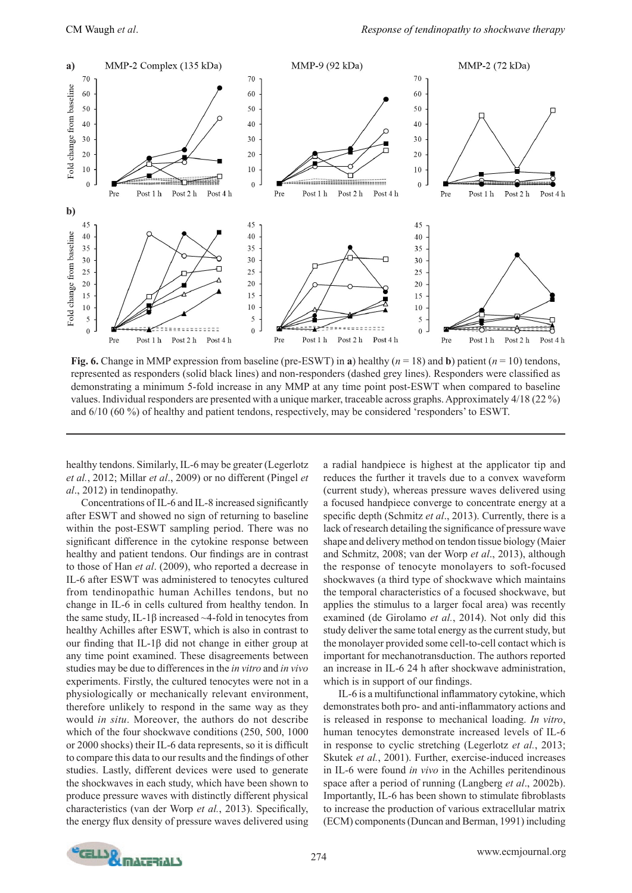**Fig. 6.** Change in MMP expression from baseline (pre-ESWT) in **a**) healthy ($n = 18$) and **b**) patient ($n = 10$) tendons, represented as responders (solid black lines) and non-responders (dashed grey lines). Responders were classified as demonstrating a minimum 5-fold increase in any MMP at any time point post-ESWT when compared to baseline values. Individual responders are presented with a unique marker, traceable across graphs. Approximately 4/18 (22 %) and 6/10 (60 %) of healthy and patient tendons, respectively, may be considered 'responders' to ESWT.

healthy tendons. Similarly, IL-6 may be greater (Legerlotz *et al.*, 2012; Millar *et al*., 2009) or no different (Pingel *et al*., 2012) in tendinopathy.

Concentrations of IL-6 and IL-8 increased significantly after ESWT and showed no sign of returning to baseline within the post-ESWT sampling period. There was no significant difference in the cytokine response between healthy and patient tendons. Our findings are in contrast to those of Han *et al*. (2009), who reported a decrease in IL-6 after ESWT was administered to tenocytes cultured from tendinopathic human Achilles tendons, but no change in IL-6 in cells cultured from healthy tendon. In the same study, IL-1β increased ~4-fold in tenocytes from healthy Achilles after ESWT, which is also in contrast to our finding that IL-1β did not change in either group at any time point examined. These disagreements between studies may be due to differences in the *in vitro* and *in vivo* experiments. Firstly, the cultured tenocytes were not in a physiologically or mechanically relevant environment, therefore unlikely to respond in the same way as they would *in situ*. Moreover, the authors do not describe which of the four shockwave conditions (250, 500, 1000 or 2000 shocks) their IL-6 data represents, so it is difficult to compare this data to our results and the findings of other studies. Lastly, different devices were used to generate the shockwaves in each study, which have been shown to produce pressure waves with distinctly different physical characteristics (van der Worp *et al.*, 2013). Specifically, the energy flux density of pressure waves delivered using a radial handpiece is highest at the applicator tip and reduces the further it travels due to a convex waveform (current study), whereas pressure waves delivered using a focused handpiece converge to concentrate energy at a specific depth (Schmitz *et al*., 2013). Currently, there is a lack of research detailing the significance of pressure wave shape and delivery method on tendon tissue biology (Maier and Schmitz, 2008; van der Worp *et al*., 2013), although the response of tenocyte monolayers to soft-focused shockwaves (a third type of shockwave which maintains the temporal characteristics of a focused shockwave, but applies the stimulus to a larger focal area) was recently examined (de Girolamo *et al.*, 2014). Not only did this study deliver the same total energy as the current study, but the monolayer provided some cell-to-cell contact which is important for mechanotransduction. The authors reported an increase in IL-6 24 h after shockwave administration, which is in support of our findings.

IL-6 is a multifunctional inflammatory cytokine, which demonstrates both pro- and anti-inflammatory actions and is released in response to mechanical loading. *In vitro*, human tenocytes demonstrate increased levels of IL-6 in response to cyclic stretching (Legerlotz *et al.*, 2013; Skutek *et al.*, 2001). Further, exercise-induced increases in IL-6 were found *in vivo* in the Achilles peritendinous space after a period of running (Langberg *et al*., 2002b). Importantly, IL-6 has been shown to stimulate fibroblasts to increase the production of various extracellular matrix (ECM) components (Duncan and Berman, 1991) including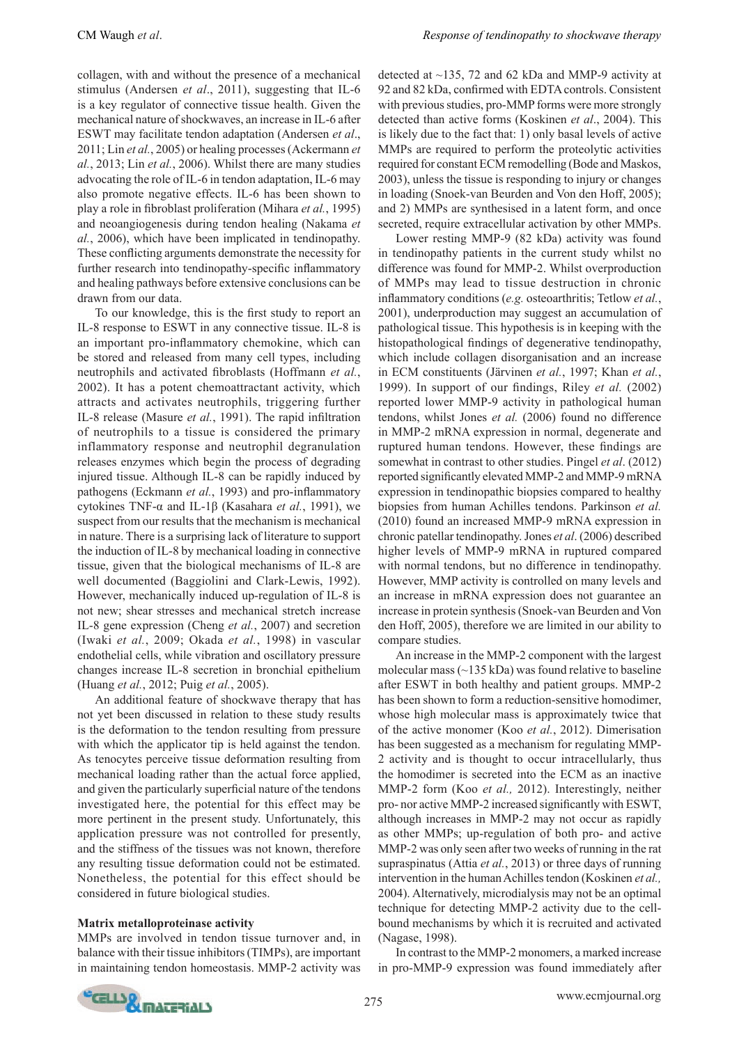collagen, with and without the presence of a mechanical stimulus (Andersen *et al*., 2011), suggesting that IL-6 is a key regulator of connective tissue health. Given the mechanical nature of shockwaves, an increase in IL-6 after ESWT may facilitate tendon adaptation (Andersen *et al*., 2011; Lin *et al.*, 2005) or healing processes (Ackermann *et al.*, 2013; Lin *et al.*, 2006). Whilst there are many studies advocating the role of IL-6 in tendon adaptation, IL-6 may also promote negative effects. IL-6 has been shown to play a role in fibroblast proliferation (Mihara *et al.*, 1995) and neoangiogenesis during tendon healing (Nakama *et al.*, 2006), which have been implicated in tendinopathy. These conflicting arguments demonstrate the necessity for further research into tendinopathy-specific inflammatory and healing pathways before extensive conclusions can be drawn from our data.

To our knowledge, this is the first study to report an IL-8 response to ESWT in any connective tissue. IL-8 is an important pro-inflammatory chemokine, which can be stored and released from many cell types, including neutrophils and activated fibroblasts (Hoffmann *et al.*, 2002). It has a potent chemoattractant activity, which attracts and activates neutrophils, triggering further IL-8 release (Masure *et al.*, 1991). The rapid infiltration of neutrophils to a tissue is considered the primary inflammatory response and neutrophil degranulation releases enzymes which begin the process of degrading injured tissue. Although IL-8 can be rapidly induced by pathogens (Eckmann *et al.*, 1993) and pro-inflammatory cytokines TNF-α and IL-1β (Kasahara *et al.*, 1991), we suspect from our results that the mechanism is mechanical in nature. There is a surprising lack of literature to support the induction of IL-8 by mechanical loading in connective tissue, given that the biological mechanisms of IL-8 are well documented (Baggiolini and Clark-Lewis, 1992). However, mechanically induced up-regulation of IL-8 is not new; shear stresses and mechanical stretch increase IL-8 gene expression (Cheng *et al.*, 2007) and secretion (Iwaki *et al.*, 2009; Okada *et al.*, 1998) in vascular endothelial cells, while vibration and oscillatory pressure changes increase IL-8 secretion in bronchial epithelium (Huang *et al.*, 2012; Puig *et al.*, 2005).

An additional feature of shockwave therapy that has not yet been discussed in relation to these study results is the deformation to the tendon resulting from pressure with which the applicator tip is held against the tendon. As tenocytes perceive tissue deformation resulting from mechanical loading rather than the actual force applied, and given the particularly superficial nature of the tendons investigated here, the potential for this effect may be more pertinent in the present study. Unfortunately, this application pressure was not controlled for presently, and the stiffness of the tissues was not known, therefore any resulting tissue deformation could not be estimated. Nonetheless, the potential for this effect should be considered in future biological studies.

**Matrix metalloproteinase activity**

MMPs are involved in tendon tissue turnover and, in balance with their tissue inhibitors (TIMPs), are important in maintaining tendon homeostasis. MMP-2 activity was detected at ~135, 72 and 62 kDa and MMP-9 activity at 92 and 82 kDa, confirmed with EDTA controls. Consistent with previous studies, pro-MMP forms were more strongly detected than active forms (Koskinen *et al*., 2004). This is likely due to the fact that: 1) only basal levels of active MMPs are required to perform the proteolytic activities required for constant ECM remodelling (Bode and Maskos, 2003), unless the tissue is responding to injury or changes in loading (Snoek-van Beurden and Von den Hoff, 2005); and 2) MMPs are synthesised in a latent form, and once secreted, require extracellular activation by other MMPs.

Lower resting MMP-9 (82 kDa) activity was found in tendinopathy patients in the current study whilst no difference was found for MMP-2. Whilst overproduction of MMPs may lead to tissue destruction in chronic inflammatory conditions (*e.g.* osteoarthritis; Tetlow *et al.*, 2001), underproduction may suggest an accumulation of pathological tissue. This hypothesis is in keeping with the histopathological findings of degenerative tendinopathy, which include collagen disorganisation and an increase in ECM constituents (Järvinen *et al.*, 1997; Khan *et al.*, 1999). In support of our findings, Riley *et al.* (2002) reported lower MMP-9 activity in pathological human tendons, whilst Jones *et al.* (2006) found no difference in MMP-2 mRNA expression in normal, degenerate and ruptured human tendons. However, these findings are somewhat in contrast to other studies. Pingel *et al*. (2012) reported significantly elevated MMP-2 and MMP-9 mRNA expression in tendinopathic biopsies compared to healthy biopsies from human Achilles tendons. Parkinson *et al.* (2010) found an increased MMP-9 mRNA expression in chronic patellar tendinopathy. Jones *et al*. (2006) described higher levels of MMP-9 mRNA in ruptured compared with normal tendons, but no difference in tendinopathy. However, MMP activity is controlled on many levels and an increase in mRNA expression does not guarantee an increase in protein synthesis (Snoek-van Beurden and Von den Hoff, 2005), therefore we are limited in our ability to compare studies.

An increase in the MMP-2 component with the largest molecular mass (~135 kDa) was found relative to baseline after ESWT in both healthy and patient groups. MMP-2 has been shown to form a reduction-sensitive homodimer, whose high molecular mass is approximately twice that of the active monomer (Koo *et al.*, 2012). Dimerisation has been suggested as a mechanism for regulating MMP-2 activity and is thought to occur intracellularly, thus the homodimer is secreted into the ECM as an inactive MMP-2 form (Koo *et al.,* 2012). Interestingly, neither pro- nor active MMP-2 increased significantly with ESWT, although increases in MMP-2 may not occur as rapidly as other MMPs; up-regulation of both pro- and active MMP-2 was only seen after two weeks of running in the rat supraspinatus (Attia *et al.*, 2013) or three days of running intervention in the human Achilles tendon (Koskinen *et al.,* 2004). Alternatively, microdialysis may not be an optimal technique for detecting MMP-2 activity due to the cell-bound mechanisms by which it is recruited and activated (Nagase, 1998).

In contrast to the MMP-2 monomers, a marked increase in pro-MMP-9 expression was found immediately after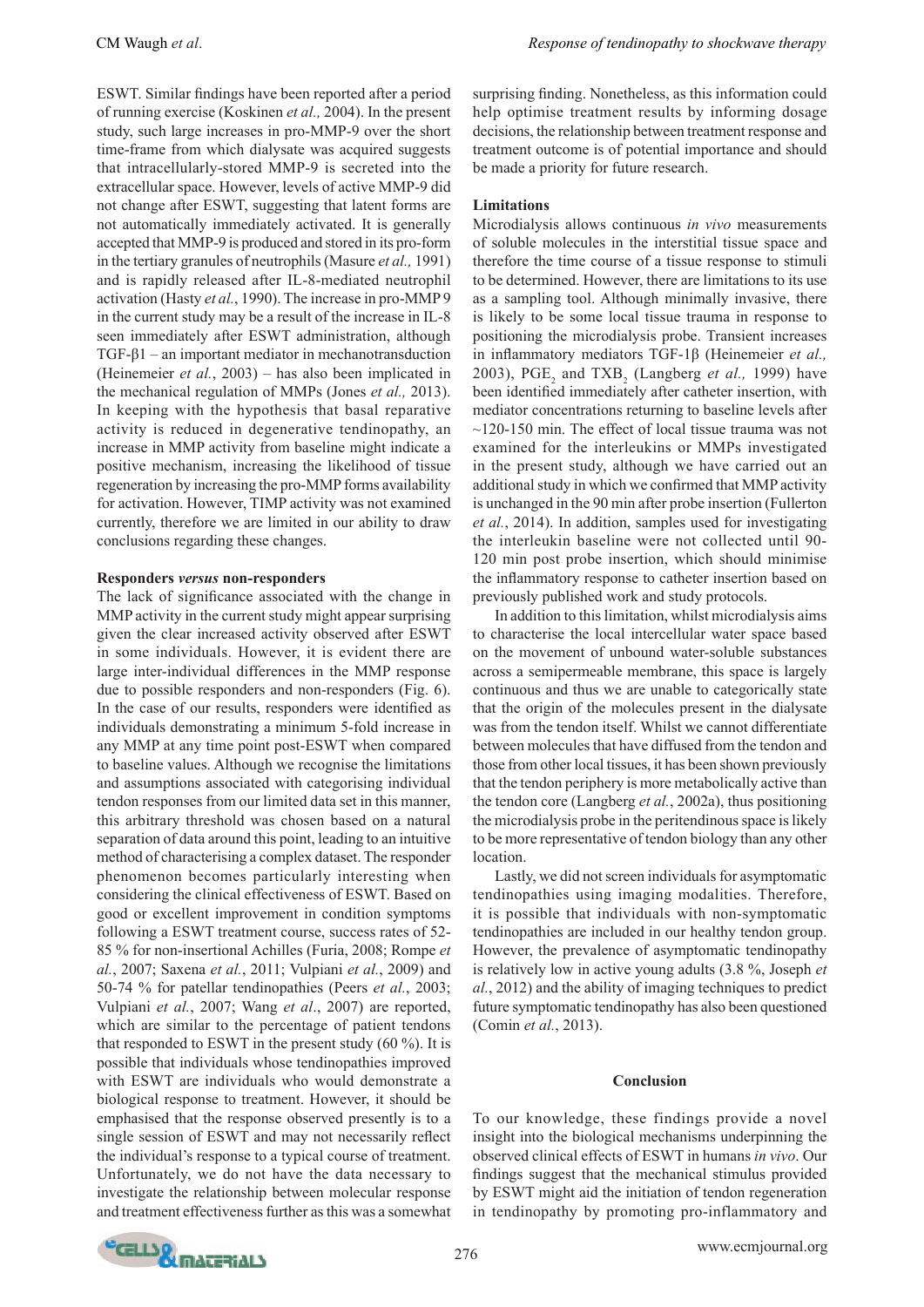ESWT. Similar findings have been reported after a period of running exercise (Koskinen *et al.,* 2004). In the present study, such large increases in pro-MMP-9 over the short time-frame from which dialysate was acquired suggests that intracellularly-stored MMP-9 is secreted into the extracellular space. However, levels of active MMP-9 did not change after ESWT, suggesting that latent forms are not automatically immediately activated. It is generally accepted that MMP-9 is produced and stored in its pro-form in the tertiary granules of neutrophils (Masure *et al.,* 1991) and is rapidly released after IL-8-mediated neutrophil activation (Hasty *et al.*, 1990). The increase in pro-MMP 9 in the current study may be a result of the increase in IL-8 seen immediately after ESWT administration, although TGF-β1 – an important mediator in mechanotransduction (Heinemeier *et al.*, 2003) – has also been implicated in the mechanical regulation of MMPs (Jones *et al.,* 2013). In keeping with the hypothesis that basal reparative activity is reduced in degenerative tendinopathy, an increase in MMP activity from baseline might indicate a positive mechanism, increasing the likelihood of tissue regeneration by increasing the pro-MMP forms availability for activation. However, TIMP activity was not examined currently, therefore we are limited in our ability to draw conclusions regarding these changes.

**Responders *versus* non-responders**

The lack of significance associated with the change in MMP activity in the current study might appear surprising given the clear increased activity observed after ESWT in some individuals. However, it is evident there are large inter-individual differences in the MMP response due to possible responders and non-responders (Fig. 6). In the case of our results, responders were identified as individuals demonstrating a minimum 5-fold increase in any MMP at any time point post-ESWT when compared to baseline values. Although we recognise the limitations and assumptions associated with categorising individual tendon responses from our limited data set in this manner, this arbitrary threshold was chosen based on a natural separation of data around this point, leading to an intuitive method of characterising a complex dataset. The responder phenomenon becomes particularly interesting when considering the clinical effectiveness of ESWT. Based on good or excellent improvement in condition symptoms following a ESWT treatment course, success rates of 52-85 % for non-insertional Achilles (Furia, 2008; Rompe *et al.*, 2007; Saxena *et al.*, 2011; Vulpiani *et al.*, 2009) and 50-74 % for patellar tendinopathies (Peers *et al.*, 2003; Vulpiani *et al.*, 2007; Wang *et al*., 2007) are reported, which are similar to the percentage of patient tendons that responded to ESWT in the present study (60 %). It is possible that individuals whose tendinopathies improved with ESWT are individuals who would demonstrate a biological response to treatment. However, it should be emphasised that the response observed presently is to a single session of ESWT and may not necessarily reflect the individual's response to a typical course of treatment. Unfortunately, we do not have the data necessary to investigate the relationship between molecular response and treatment effectiveness further as this was a somewhat surprising finding. Nonetheless, as this information could help optimise treatment results by informing dosage decisions, the relationship between treatment response and treatment outcome is of potential importance and should be made a priority for future research.

**Limitations**

Microdialysis allows continuous *in vivo* measurements of soluble molecules in the interstitial tissue space and therefore the time course of a tissue response to stimuli to be determined. However, there are limitations to its use as a sampling tool. Although minimally invasive, there is likely to be some local tissue trauma in response to positioning the microdialysis probe. Transient increases in inflammatory mediators TGF-1β (Heinemeier *et al.,* 2003), $PGE_2$ and $TXB_2$ (Langberg *et al.,* 1999) have been identified immediately after catheter insertion, with mediator concentrations returning to baseline levels after ~120-150 min. The effect of local tissue trauma was not examined for the interleukins or MMPs investigated in the present study, although we have carried out an additional study in which we confirmed that MMP activity is unchanged in the 90 min after probe insertion (Fullerton *et al.*, 2014). In addition, samples used for investigating the interleukin baseline were not collected until 90-120 min post probe insertion, which should minimise the inflammatory response to catheter insertion based on previously published work and study protocols.

In addition to this limitation, whilst microdialysis aims to characterise the local intercellular water space based on the movement of unbound water-soluble substances across a semipermeable membrane, this space is largely continuous and thus we are unable to categorically state that the origin of the molecules present in the dialysate was from the tendon itself. Whilst we cannot differentiate between molecules that have diffused from the tendon and those from other local tissues, it has been shown previously that the tendon periphery is more metabolically active than the tendon core (Langberg *et al.*, 2002a), thus positioning the microdialysis probe in the peritendinous space is likely to be more representative of tendon biology than any other location.

Lastly, we did not screen individuals for asymptomatic tendinopathies using imaging modalities. Therefore, it is possible that individuals with non-symptomatic tendinopathies are included in our healthy tendon group. However, the prevalence of asymptomatic tendinopathy is relatively low in active young adults (3.8 %, Joseph *et al.*, 2012) and the ability of imaging techniques to predict future symptomatic tendinopathy has also been questioned (Comin *et al.*, 2013).

## Conclusion

To our knowledge, these findings provide a novel insight into the biological mechanisms underpinning the observed clinical effects of ESWT in humans *in vivo*. Our findings suggest that the mechanical stimulus provided by ESWT might aid the initiation of tendon regeneration in tendinopathy by promoting pro-inflammatory and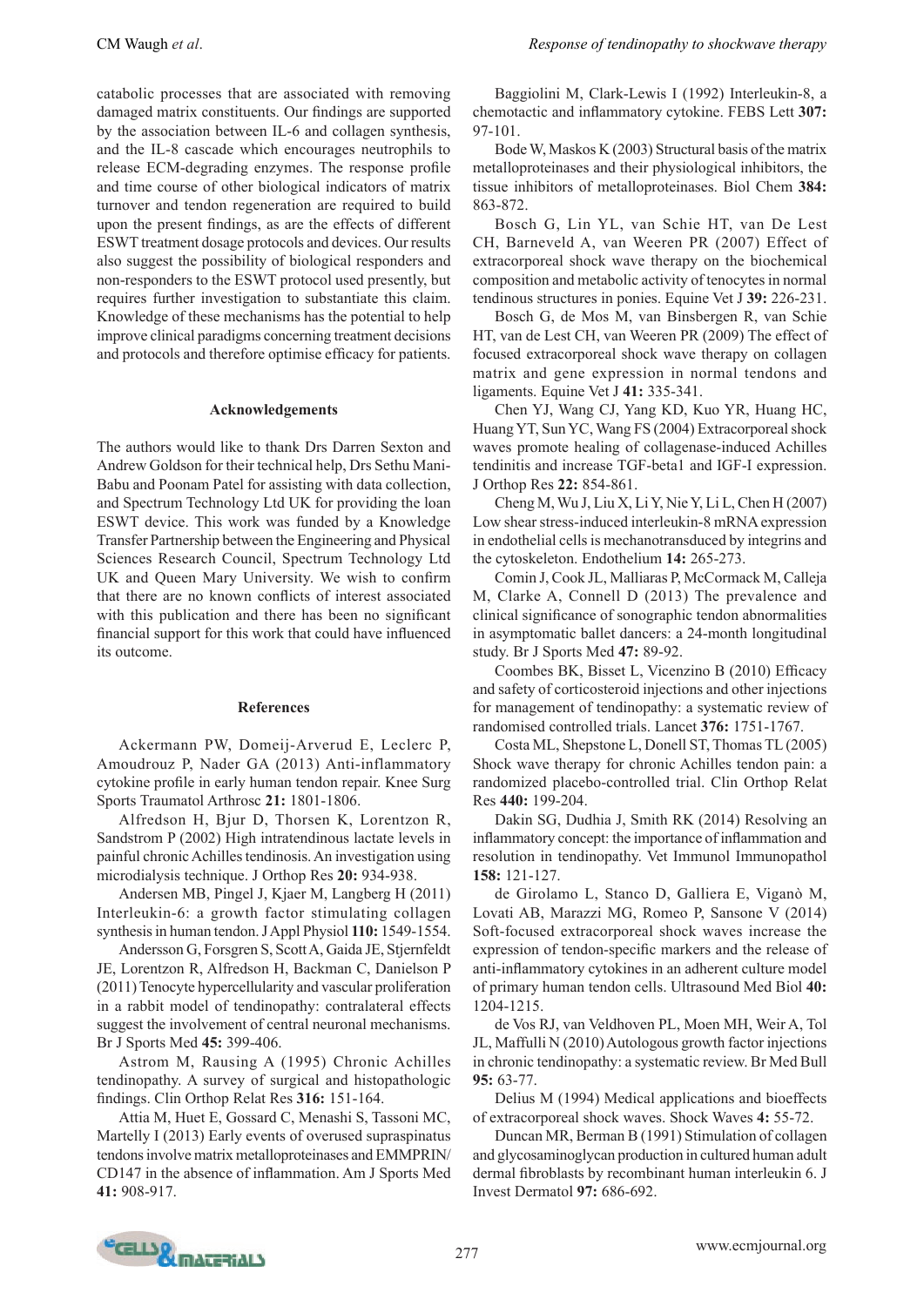catabolic processes that are associated with removing damaged matrix constituents. Our findings are supported by the association between IL-6 and collagen synthesis, and the IL-8 cascade which encourages neutrophils to release ECM-degrading enzymes. The response profile and time course of other biological indicators of matrix turnover and tendon regeneration are required to build upon the present findings, as are the effects of different ESWT treatment dosage protocols and devices. Our results also suggest the possibility of biological responders and non-responders to the ESWT protocol used presently, but requires further investigation to substantiate this claim. Knowledge of these mechanisms has the potential to help improve clinical paradigms concerning treatment decisions and protocols and therefore optimise efficacy for patients.

## Acknowledgements

The authors would like to thank Drs Darren Sexton and Andrew Goldson for their technical help, Drs Sethu Mani-Babu and Poonam Patel for assisting with data collection, and Spectrum Technology Ltd UK for providing the loan ESWT device. This work was funded by a Knowledge Transfer Partnership between the Engineering and Physical Sciences Research Council, Spectrum Technology Ltd UK and Queen Mary University. We wish to confirm that there are no known conflicts of interest associated with this publication and there has been no significant financial support for this work that could have influenced its outcome.

## References

Ackermann PW, Domeij-Arverud E, Leclerc P, Amoudrouz P, Nader GA (2013) Anti-inflammatory cytokine profile in early human tendon repair. Knee Surg Sports Traumatol Arthrosc **21:** 1801-1806.

Alfredson H, Bjur D, Thorsen K, Lorentzon R, Sandstrom P (2002) High intratendinous lactate levels in painful chronic Achilles tendinosis. An investigation using microdialysis technique. J Orthop Res **20:** 934-938.

Andersen MB, Pingel J, Kjaer M, Langberg H (2011) Interleukin-6: a growth factor stimulating collagen synthesis in human tendon. J Appl Physiol **110:** 1549-1554.

Andersson G, Forsgren S, Scott A, Gaida JE, Stjernfeldt JE, Lorentzon R, Alfredson H, Backman C, Danielson P (2011) Tenocyte hypercellularity and vascular proliferation in a rabbit model of tendinopathy: contralateral effects suggest the involvement of central neuronal mechanisms. Br J Sports Med **45:** 399-406.

Astrom M, Rausing A (1995) Chronic Achilles tendinopathy. A survey of surgical and histopathologic findings. Clin Orthop Relat Res **316:** 151-164.

Attia M, Huet E, Gossard C, Menashi S, Tassoni MC, Martelly I (2013) Early events of overused supraspinatus tendons involve matrix metalloproteinases and EMMPRIN/CD147 in the absence of inflammation. Am J Sports Med **41:** 908-917.

Baggiolini M, Clark-Lewis I (1992) Interleukin-8, a chemotactic and inflammatory cytokine. FEBS Lett **307:** 97-101.

Bode W, Maskos K (2003) Structural basis of the matrix metalloproteinases and their physiological inhibitors, the tissue inhibitors of metalloproteinases. Biol Chem **384:** 863-872.

Bosch G, Lin YL, van Schie HT, van De Lest CH, Barneveld A, van Weeren PR (2007) Effect of extracorporeal shock wave therapy on the biochemical composition and metabolic activity of tenocytes in normal tendinous structures in ponies. Equine Vet J **39:** 226-231.

Bosch G, de Mos M, van Binsbergen R, van Schie HT, van de Lest CH, van Weeren PR (2009) The effect of focused extracorporeal shock wave therapy on collagen matrix and gene expression in normal tendons and ligaments. Equine Vet J **41:** 335-341.

Chen YJ, Wang CJ, Yang KD, Kuo YR, Huang HC, Huang YT, Sun YC, Wang FS (2004) Extracorporeal shock waves promote healing of collagenase-induced Achilles tendinitis and increase TGF-beta1 and IGF-I expression. J Orthop Res **22:** 854-861.

Cheng M, Wu J, Liu X, Li Y, Nie Y, Li L, Chen H (2007) Low shear stress-induced interleukin-8 mRNA expression in endothelial cells is mechanotransduced by integrins and the cytoskeleton. Endothelium **14:** 265-273.

Comin J, Cook JL, Malliaras P, McCormack M, Calleja M, Clarke A, Connell D (2013) The prevalence and clinical significance of sonographic tendon abnormalities in asymptomatic ballet dancers: a 24-month longitudinal study. Br J Sports Med **47:** 89-92.

Coombes BK, Bisset L, Vicenzino B (2010) Efficacy and safety of corticosteroid injections and other injections for management of tendinopathy: a systematic review of randomised controlled trials. Lancet **376:** 1751-1767.

Costa ML, Shepstone L, Donell ST, Thomas TL (2005) Shock wave therapy for chronic Achilles tendon pain: a randomized placebo-controlled trial. Clin Orthop Relat Res **440:** 199-204.

Dakin SG, Dudhia J, Smith RK (2014) Resolving an inflammatory concept: the importance of inflammation and resolution in tendinopathy. Vet Immunol Immunopathol **158:** 121-127.

de Girolamo L, Stanco D, Galliera E, Viganò M, Lovati AB, Marazzi MG, Romeo P, Sansone V (2014) Soft-focused extracorporeal shock waves increase the expression of tendon-specific markers and the release of anti-inflammatory cytokines in an adherent culture model of primary human tendon cells. Ultrasound Med Biol **40:** 1204-1215.

de Vos RJ, van Veldhoven PL, Moen MH, Weir A, Tol JL, Maffulli N (2010) Autologous growth factor injections in chronic tendinopathy: a systematic review. Br Med Bull **95:** 63-77.

Delius M (1994) Medical applications and bioeffects of extracorporeal shock waves. Shock Waves **4:** 55-72.

Duncan MR, Berman B (1991) Stimulation of collagen and glycosaminoglycan production in cultured human adult dermal fibroblasts by recombinant human interleukin 6. J Invest Dermatol **97:** 686-692.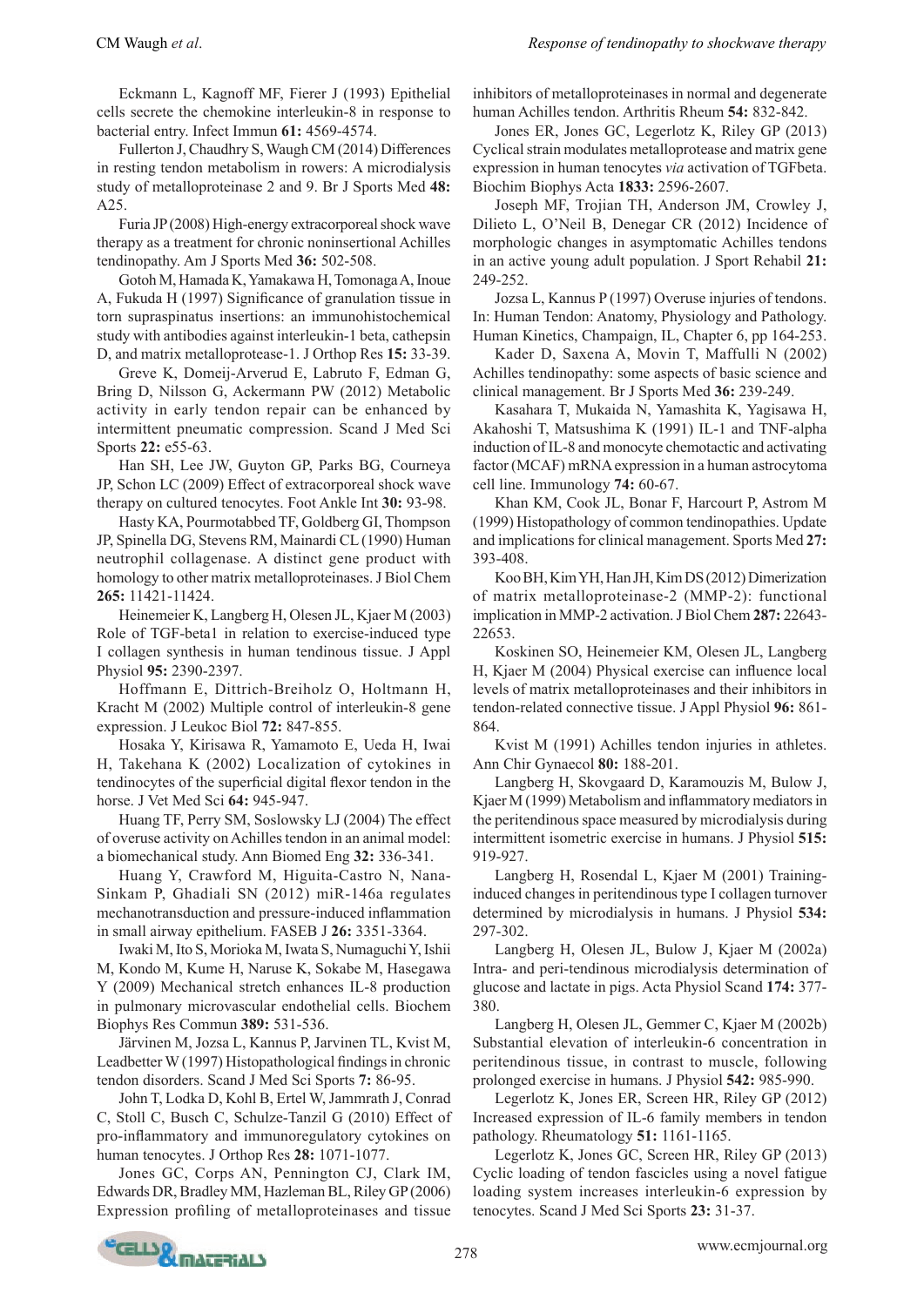Eckmann L, Kagnoff MF, Fierer J (1993) Epithelial cells secrete the chemokine interleukin-8 in response to bacterial entry. Infect Immun **61:** 4569-4574.

Fullerton J, Chaudhry S, Waugh CM (2014) Differences in resting tendon metabolism in rowers: A microdialysis study of metalloproteinase 2 and 9. Br J Sports Med **48:** A25.

Furia JP (2008) High-energy extracorporeal shock wave therapy as a treatment for chronic noninsertional Achilles tendinopathy. Am J Sports Med **36:** 502-508.

Gotoh M, Hamada K, Yamakawa H, Tomonaga A, Inoue A, Fukuda H (1997) Significance of granulation tissue in torn supraspinatus insertions: an immunohistochemical study with antibodies against interleukin-1 beta, cathepsin D, and matrix metalloprotease-1. J Orthop Res **15:** 33-39.

Greve K, Domeij-Arverud E, Labruto F, Edman G, Bring D, Nilsson G, Ackermann PW (2012) Metabolic activity in early tendon repair can be enhanced by intermittent pneumatic compression. Scand J Med Sci Sports **22:** e55-63.

Han SH, Lee JW, Guyton GP, Parks BG, Courneya JP, Schon LC (2009) Effect of extracorporeal shock wave therapy on cultured tenocytes. Foot Ankle Int **30:** 93-98.

Hasty KA, Pourmotabbed TF, Goldberg GI, Thompson JP, Spinella DG, Stevens RM, Mainardi CL (1990) Human neutrophil collagenase. A distinct gene product with homology to other matrix metalloproteinases. J Biol Chem **265:** 11421-11424.

Heinemeier K, Langberg H, Olesen JL, Kjaer M (2003) Role of TGF-beta1 in relation to exercise-induced type I collagen synthesis in human tendinous tissue. J Appl Physiol **95:** 2390-2397.

Hoffmann E, Dittrich-Breiholz O, Holtmann H, Kracht M (2002) Multiple control of interleukin-8 gene expression. J Leukoc Biol **72:** 847-855.

Hosaka Y, Kirisawa R, Yamamoto E, Ueda H, Iwai H, Takehana K (2002) Localization of cytokines in tendinocytes of the superficial digital flexor tendon in the horse. J Vet Med Sci **64:** 945-947.

Huang TF, Perry SM, Soslowsky LJ (2004) The effect of overuse activity on Achilles tendon in an animal model: a biomechanical study. Ann Biomed Eng **32:** 336-341.

Huang Y, Crawford M, Higuita-Castro N, Nana-Sinkam P, Ghadiali SN (2012) miR-146a regulates mechanotransduction and pressure-induced inflammation in small airway epithelium. FASEB J **26:** 3351-3364.

Iwaki M, Ito S, Morioka M, Iwata S, Numaguchi Y, Ishii M, Kondo M, Kume H, Naruse K, Sokabe M, Hasegawa Y (2009) Mechanical stretch enhances IL-8 production in pulmonary microvascular endothelial cells. Biochem Biophys Res Commun **389:** 531-536.

Järvinen M, Jozsa L, Kannus P, Jarvinen TL, Kvist M, Leadbetter W (1997) Histopathological findings in chronic tendon disorders. Scand J Med Sci Sports **7:** 86-95.

John T, Lodka D, Kohl B, Ertel W, Jammrath J, Conrad C, Stoll C, Busch C, Schulze-Tanzil G (2010) Effect of pro-inflammatory and immunoregulatory cytokines on human tenocytes. J Orthop Res **28:** 1071-1077.

Jones GC, Corps AN, Pennington CJ, Clark IM, Edwards DR, Bradley MM, Hazleman BL, Riley GP (2006) Expression profiling of metalloproteinases and tissue inhibitors of metalloproteinases in normal and degenerate human Achilles tendon. Arthritis Rheum **54:** 832-842.

Jones ER, Jones GC, Legerlotz K, Riley GP (2013) Cyclical strain modulates metalloprotease and matrix gene expression in human tenocytes *via* activation of TGFbeta. Biochim Biophys Acta **1833:** 2596-2607.

Joseph MF, Trojian TH, Anderson JM, Crowley J, Dilieto L, O'Neil B, Denegar CR (2012) Incidence of morphologic changes in asymptomatic Achilles tendons in an active young adult population. J Sport Rehabil **21:** 249-252.

Jozsa L, Kannus P (1997) Overuse injuries of tendons. In: Human Tendon: Anatomy, Physiology and Pathology. Human Kinetics, Champaign, IL, Chapter 6, pp 164-253.

Kader D, Saxena A, Movin T, Maffulli N (2002) Achilles tendinopathy: some aspects of basic science and clinical management. Br J Sports Med **36:** 239-249.

Kasahara T, Mukaida N, Yamashita K, Yagisawa H, Akahoshi T, Matsushima K (1991) IL-1 and TNF-alpha induction of IL-8 and monocyte chemotactic and activating factor (MCAF) mRNA expression in a human astrocytoma cell line. Immunology **74:** 60-67.

Khan KM, Cook JL, Bonar F, Harcourt P, Astrom M (1999) Histopathology of common tendinopathies. Update and implications for clinical management. Sports Med **27:** 393-408.

Koo BH, Kim YH, Han JH, Kim DS (2012) Dimerization of matrix metalloproteinase-2 (MMP-2): functional implication in MMP-2 activation. J Biol Chem **287:** 22643-22653.

Koskinen SO, Heinemeier KM, Olesen JL, Langberg H, Kjaer M (2004) Physical exercise can influence local levels of matrix metalloproteinases and their inhibitors in tendon-related connective tissue. J Appl Physiol **96:** 861-864.

Kvist M (1991) Achilles tendon injuries in athletes. Ann Chir Gynaecol **80:** 188-201.

Langberg H, Skovgaard D, Karamouzis M, Bulow J, Kjaer M (1999) Metabolism and inflammatory mediators in the peritendinous space measured by microdialysis during intermittent isometric exercise in humans. J Physiol **515:** 919-927.

Langberg H, Rosendal L, Kjaer M (2001) Training-induced changes in peritendinous type I collagen turnover determined by microdialysis in humans. J Physiol **534:** 297-302.

Langberg H, Olesen JL, Bulow J, Kjaer M (2002a) Intra- and peri-tendinous microdialysis determination of glucose and lactate in pigs. Acta Physiol Scand **174:** 377-380.

Langberg H, Olesen JL, Gemmer C, Kjaer M (2002b) Substantial elevation of interleukin-6 concentration in peritendinous tissue, in contrast to muscle, following prolonged exercise in humans. J Physiol **542:** 985-990.

Legerlotz K, Jones ER, Screen HR, Riley GP (2012) Increased expression of IL-6 family members in tendon pathology. Rheumatology **51:** 1161-1165.

Legerlotz K, Jones GC, Screen HR, Riley GP (2013) Cyclic loading of tendon fascicles using a novel fatigue loading system increases interleukin-6 expression by tenocytes. Scand J Med Sci Sports **23:** 31-37.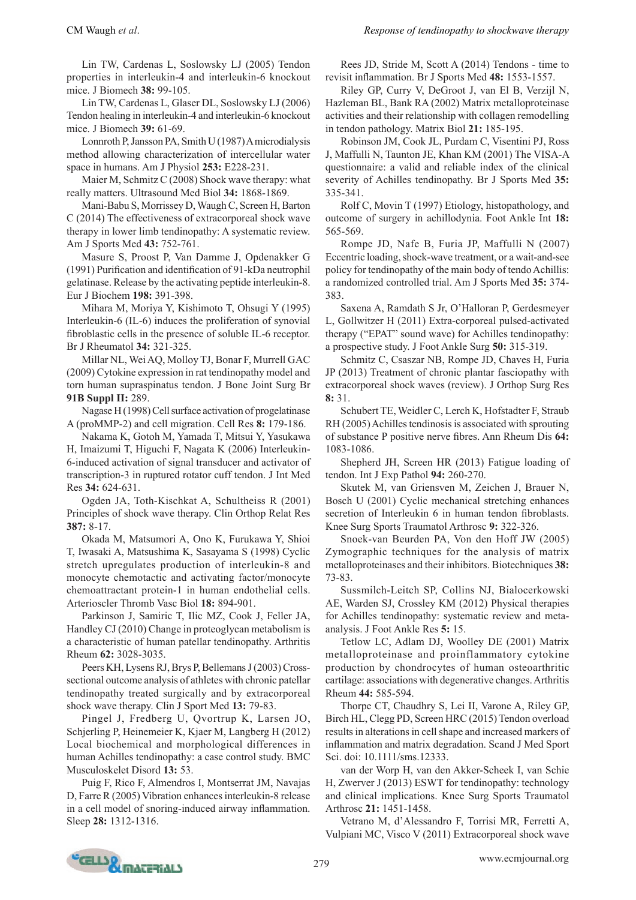Lin TW, Cardenas L, Soslowsky LJ (2005) Tendon properties in interleukin-4 and interleukin-6 knockout mice. J Biomech **38:** 99-105.

Lin TW, Cardenas L, Glaser DL, Soslowsky LJ (2006) Tendon healing in interleukin-4 and interleukin-6 knockout mice. J Biomech **39:** 61-69.

Lonnroth P, Jansson PA, Smith U (1987) A microdialysis method allowing characterization of intercellular water space in humans. Am J Physiol **253:** E228-231.

Maier M, Schmitz C (2008) Shock wave therapy: what really matters. Ultrasound Med Biol **34:** 1868-1869.

Mani-Babu S, Morrissey D, Waugh C, Screen H, Barton C (2014) The effectiveness of extracorporeal shock wave therapy in lower limb tendinopathy: A systematic review. Am J Sports Med **43:** 752-761.

Masure S, Proost P, Van Damme J, Opdenakker G (1991) Purification and identification of 91-kDa neutrophil gelatinase. Release by the activating peptide interleukin-8. Eur J Biochem **198:** 391-398.

Mihara M, Moriya Y, Kishimoto T, Ohsugi Y (1995) Interleukin-6 (IL-6) induces the proliferation of synovial fibroblastic cells in the presence of soluble IL-6 receptor. Br J Rheumatol **34:** 321-325.

Millar NL, Wei AQ, Molloy TJ, Bonar F, Murrell GAC (2009) Cytokine expression in rat tendinopathy model and torn human supraspinatus tendon. J Bone Joint Surg Br **91B Suppl II:** 289.

Nagase H (1998) Cell surface activation of progelatinase A (proMMP-2) and cell migration. Cell Res **8:** 179-186.

Nakama K, Gotoh M, Yamada T, Mitsui Y, Yasukawa H, Imaizumi T, Higuchi F, Nagata K (2006) Interleukin-6-induced activation of signal transducer and activator of transcription-3 in ruptured rotator cuff tendon. J Int Med Res **34:** 624-631.

Ogden JA, Toth-Kischkat A, Schultheiss R (2001) Principles of shock wave therapy. Clin Orthop Relat Res **387:** 8-17.

Okada M, Matsumori A, Ono K, Furukawa Y, Shioi T, Iwasaki A, Matsushima K, Sasayama S (1998) Cyclic stretch upregulates production of interleukin-8 and monocyte chemotactic and activating factor/monocyte chemoattractant protein-1 in human endothelial cells. Arterioscler Thromb Vasc Biol **18:** 894-901.

Parkinson J, Samiric T, Ilic MZ, Cook J, Feller JA, Handley CJ (2010) Change in proteoglycan metabolism is a characteristic of human patellar tendinopathy. Arthritis Rheum **62:** 3028-3035.

Peers KH, Lysens RJ, Brys P, Bellemans J (2003) Cross-sectional outcome analysis of athletes with chronic patellar tendinopathy treated surgically and by extracorporeal shock wave therapy. Clin J Sport Med **13:** 79-83.

Pingel J, Fredberg U, Qvortrup K, Larsen JO, Schjerling P, Heinemeier K, Kjaer M, Langberg H (2012) Local biochemical and morphological differences in human Achilles tendinopathy: a case control study. BMC Musculoskelet Disord **13:** 53.

Puig F, Rico F, Almendros I, Montserrat JM, Navajas D, Farre R (2005) Vibration enhances interleukin-8 release in a cell model of snoring-induced airway inflammation. Sleep **28:** 1312-1316.

Rees JD, Stride M, Scott A (2014) Tendons - time to revisit inflammation. Br J Sports Med **48:** 1553-1557.

Riley GP, Curry V, DeGroot J, van El B, Verzijl N, Hazleman BL, Bank RA (2002) Matrix metalloproteinase activities and their relationship with collagen remodelling in tendon pathology. Matrix Biol **21:** 185-195.

Robinson JM, Cook JL, Purdam C, Visentini PJ, Ross J, Maffulli N, Taunton JE, Khan KM (2001) The VISA-A questionnaire: a valid and reliable index of the clinical severity of Achilles tendinopathy. Br J Sports Med **35:** 335-341.

Rolf C, Movin T (1997) Etiology, histopathology, and outcome of surgery in achillodynia. Foot Ankle Int **18:** 565-569.

Rompe JD, Nafe B, Furia JP, Maffulli N (2007) Eccentric loading, shock-wave treatment, or a wait-and-see policy for tendinopathy of the main body of tendo Achillis: a randomized controlled trial. Am J Sports Med **35:** 374-383.

Saxena A, Ramdath S Jr, O'Halloran P, Gerdesmeyer L, Gollwitzer H (2011) Extra-corporeal pulsed-activated therapy ("EPAT" sound wave) for Achilles tendinopathy: a prospective study. J Foot Ankle Surg **50:** 315-319.

Schmitz C, Csaszar NB, Rompe JD, Chaves H, Furia JP (2013) Treatment of chronic plantar fasciopathy with extracorporeal shock waves (review). J Orthop Surg Res **8:** 31.

Schubert TE, Weidler C, Lerch K, Hofstadter F, Straub RH (2005) Achilles tendinosis is associated with sprouting of substance P positive nerve fibres. Ann Rheum Dis **64:** 1083-1086.

Shepherd JH, Screen HR (2013) Fatigue loading of tendon. Int J Exp Pathol **94:** 260-270.

Skutek M, van Griensven M, Zeichen J, Brauer N, Bosch U (2001) Cyclic mechanical stretching enhances secretion of Interleukin 6 in human tendon fibroblasts. Knee Surg Sports Traumatol Arthrosc **9:** 322-326.

Snoek-van Beurden PA, Von den Hoff JW (2005) Zymographic techniques for the analysis of matrix metalloproteinases and their inhibitors. Biotechniques **38:** 73-83.

Sussmilch-Leitch SP, Collins NJ, Bialocerkowski AE, Warden SJ, Crossley KM (2012) Physical therapies for Achilles tendinopathy: systematic review and meta-analysis. J Foot Ankle Res **5:** 15.

Tetlow LC, Adlam DJ, Woolley DE (2001) Matrix metalloproteinase and proinflammatory cytokine production by chondrocytes of human osteoarthritic cartilage: associations with degenerative changes. Arthritis Rheum **44:** 585-594.

Thorpe CT, Chaudhry S, Lei II, Varone A, Riley GP, Birch HL, Clegg PD, Screen HRC (2015) Tendon overload results in alterations in cell shape and increased markers of inflammation and matrix degradation. Scand J Med Sport Sci. doi: 10.1111/sms.12333.

van der Worp H, van den Akker-Scheek I, van Schie H, Zwerver J (2013) ESWT for tendinopathy: technology and clinical implications. Knee Surg Sports Traumatol Arthrosc **21:** 1451-1458.

Vetrano M, d'Alessandro F, Torrisi MR, Ferretti A, Vulpiani MC, Visco V (2011) Extracorporeal shock wave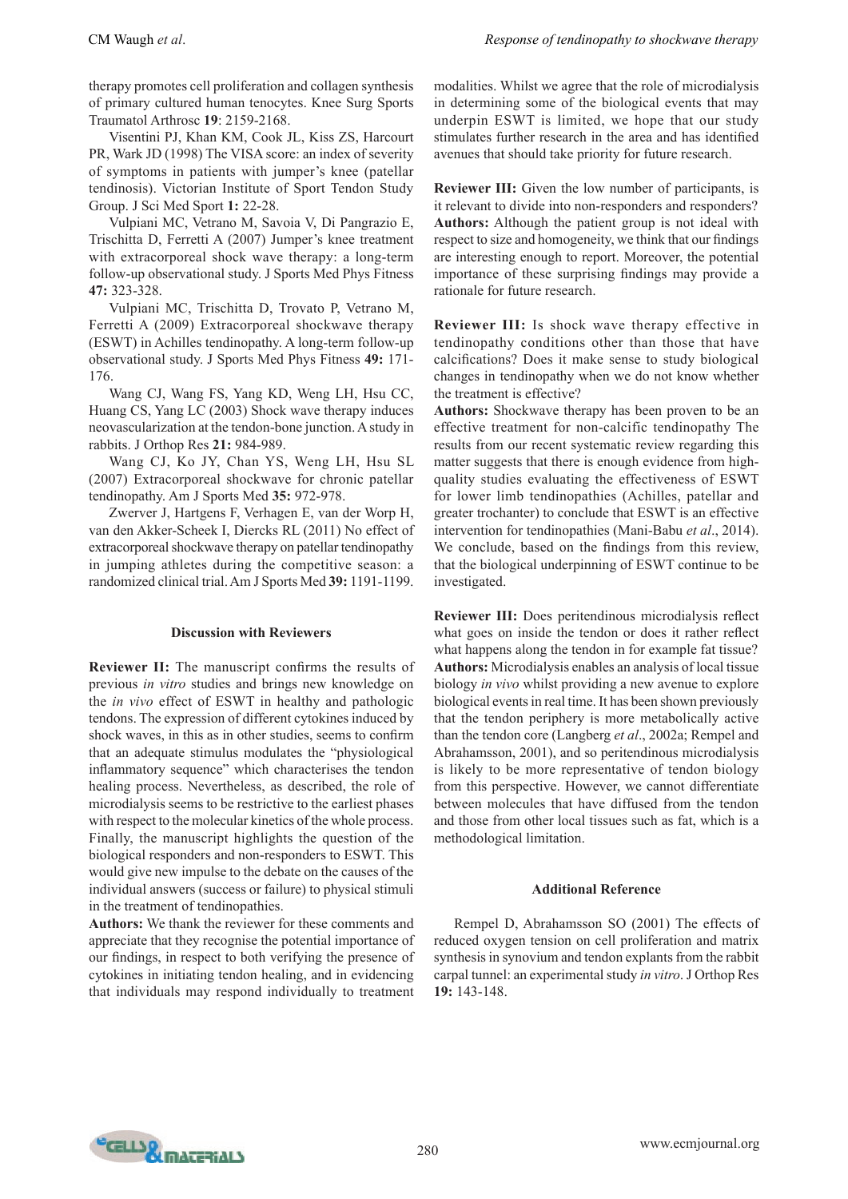therapy promotes cell proliferation and collagen synthesis of primary cultured human tenocytes. Knee Surg Sports Traumatol Arthrosc **19**: 2159-2168.

Visentini PJ, Khan KM, Cook JL, Kiss ZS, Harcourt PR, Wark JD (1998) The VISA score: an index of severity of symptoms in patients with jumper's knee (patellar tendinosis). Victorian Institute of Sport Tendon Study Group. J Sci Med Sport **1:** 22-28.

Vulpiani MC, Vetrano M, Savoia V, Di Pangrazio E, Trischitta D, Ferretti A (2007) Jumper's knee treatment with extracorporeal shock wave therapy: a long-term follow-up observational study. J Sports Med Phys Fitness **47:** 323-328.

Vulpiani MC, Trischitta D, Trovato P, Vetrano M, Ferretti A (2009) Extracorporeal shockwave therapy (ESWT) in Achilles tendinopathy. A long-term follow-up observational study. J Sports Med Phys Fitness **49:** 171-176.

Wang CJ, Wang FS, Yang KD, Weng LH, Hsu CC, Huang CS, Yang LC (2003) Shock wave therapy induces neovascularization at the tendon-bone junction. A study in rabbits. J Orthop Res **21:** 984-989.

Wang CJ, Ko JY, Chan YS, Weng LH, Hsu SL (2007) Extracorporeal shockwave for chronic patellar tendinopathy. Am J Sports Med **35:** 972-978.

Zwerver J, Hartgens F, Verhagen E, van der Worp H, van den Akker-Scheek I, Diercks RL (2011) No effect of extracorporeal shockwave therapy on patellar tendinopathy in jumping athletes during the competitive season: a randomized clinical trial. Am J Sports Med **39:** 1191-1199.

## Discussion with Reviewers

**Reviewer II:** The manuscript confirms the results of previous *in vitro* studies and brings new knowledge on the *in vivo* effect of ESWT in healthy and pathologic tendons. The expression of different cytokines induced by shock waves, in this as in other studies, seems to confirm that an adequate stimulus modulates the "physiological inflammatory sequence" which characterises the tendon healing process. Nevertheless, as described, the role of microdialysis seems to be restrictive to the earliest phases with respect to the molecular kinetics of the whole process. Finally, the manuscript highlights the question of the biological responders and non-responders to ESWT. This would give new impulse to the debate on the causes of the individual answers (success or failure) to physical stimuli in the treatment of tendinopathies.

**Authors:** We thank the reviewer for these comments and appreciate that they recognise the potential importance of our findings, in respect to both verifying the presence of cytokines in initiating tendon healing, and in evidencing that individuals may respond individually to treatment modalities. Whilst we agree that the role of microdialysis in determining some of the biological events that may underpin ESWT is limited, we hope that our study stimulates further research in the area and has identified avenues that should take priority for future research.

**Reviewer III:** Given the low number of participants, is it relevant to divide into non-responders and responders?

**Authors:** Although the patient group is not ideal with respect to size and homogeneity, we think that our findings are interesting enough to report. Moreover, the potential importance of these surprising findings may provide a rationale for future research.

**Reviewer III:** Is shock wave therapy effective in tendinopathy conditions other than those that have calcifications? Does it make sense to study biological changes in tendinopathy when we do not know whether the treatment is effective?

**Authors:** Shockwave therapy has been proven to be an effective treatment for non-calcific tendinopathy The results from our recent systematic review regarding this matter suggests that there is enough evidence from high-quality studies evaluating the effectiveness of ESWT for lower limb tendinopathies (Achilles, patellar and greater trochanter) to conclude that ESWT is an effective intervention for tendinopathies (Mani-Babu *et al*., 2014). We conclude, based on the findings from this review, that the biological underpinning of ESWT continue to be investigated.

**Reviewer III:** Does peritendinous microdialysis reflect what goes on inside the tendon or does it rather reflect what happens along the tendon in for example fat tissue?

**Authors:** Microdialysis enables an analysis of local tissue biology *in vivo* whilst providing a new avenue to explore biological events in real time. It has been shown previously that the tendon periphery is more metabolically active than the tendon core (Langberg *et al*., 2002a; Rempel and Abrahamsson, 2001), and so peritendinous microdialysis is likely to be more representative of tendon biology from this perspective. However, we cannot differentiate between molecules that have diffused from the tendon and those from other local tissues such as fat, which is a methodological limitation.

## Additional Reference

Rempel D, Abrahamsson SO (2001) The effects of reduced oxygen tension on cell proliferation and matrix synthesis in synovium and tendon explants from the rabbit carpal tunnel: an experimental study *in vitro*. J Orthop Res **19:** 143-148.